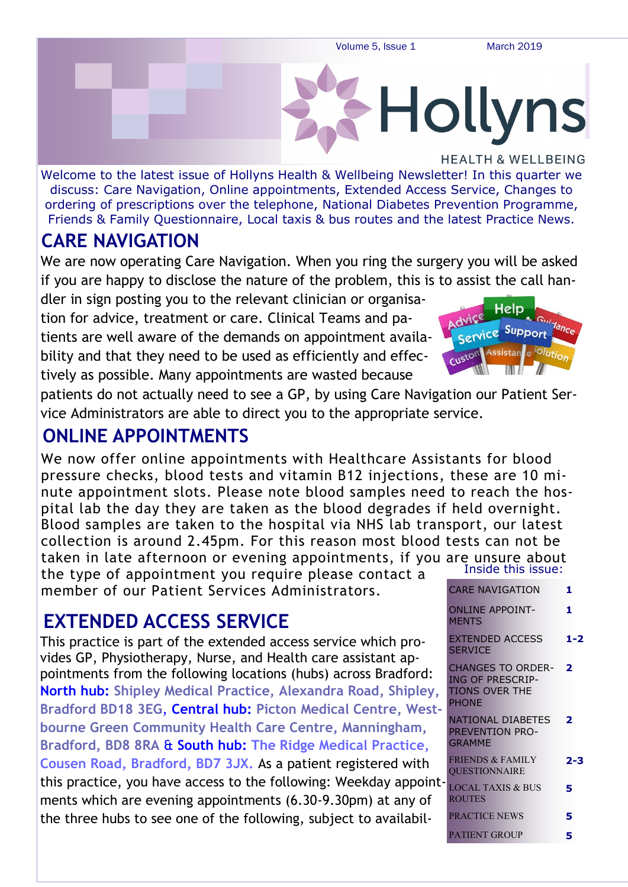Volume 5, Issue 1 March 2019

# Hollyns

HEALTH & WELLBEING

Welcome to the latest issue of Hollyns Health & Wellbeing Newsletter! In this quarter we discuss: Care Navigation, Online appointments, Extended Access Service, Changes to ordering of prescriptions over the telephone, National Diabetes Prevention Programme, Friends & Family Questionnaire, Local taxis & bus routes and the latest Practice News.

## CARE NAVIGATION

We are now operating Care Navigation. When you ring the surgery you will be asked if you are happy to disclose the nature of the problem, this is to assist the call handler in sign posting you to the relevant clinician or organisation for advice, treatment or care. Clinical Teams and patients are well aware of the demands on appointment availability and that they need to be used as efficiently and effectively as possible. Many appointments are wasted because patients do not actually need to see a GP, by using Care Navigation our Patient Service Administrators are able to direct you to the appropriate service.

## ONLINE APPOINTMENTS

We now offer online appointments with Healthcare Assistants for blood pressure checks, blood tests and vitamin B12 injections, these are 10 minute appointment slots. Please note blood samples need to reach the hospital lab the day they are taken as the blood degrades if held overnight. Blood samples are taken to the hospital via NHS lab transport, our latest collection is around 2.45pm. For this reason most blood tests can not be taken in late afternoon or evening appointments, if you are unsure about the type of appointment you require please contact a member of our Patient Services Administrators.

## EXTENDED ACCESS SERVICE

This practice is part of the extended access service which provides GP, Physiotherapy, Nurse, and Health care assistant appointments from the following locations (hubs) across Bradford: **North hub:** Shipley Medical Practice, Alexandra Road, Shipley, Bradford BD18 3EG, **Central hub:** Picton Medical Centre, Westbourne Green Community Health Care Centre, Manningham, Bradford, BD8 8RA & **South hub:** The Ridge Medical Practice, Cousen Road, Bradford, BD7 3JX. As a patient registered with this practice, you have access to the following: Weekday appointments which are evening appointments (6.30-9.30pm) at any of the three hubs to see one of the following, subject to availabil-

**Inside this issue:**

| | |
|---|---|
| CARE NAVIGATION | 1 |
| ONLINE APPOINTMENTS | 1 |
| EXTENDED ACCESS SERVICE | 1-2 |
| CHANGES TO ORDERING OF PRESCRIPTIONS OVER THE PHONE | 2 |
| NATIONAL DIABETES PREVENTION PROGRAMME | 2 |
| FRIENDS & FAMILY QUESTIONNAIRE | 2-3 |
| LOCAL TAXIS & BUS ROUTES | 5 |
| PRACTICE NEWS | 5 |
| PATIENT GROUP | 5 |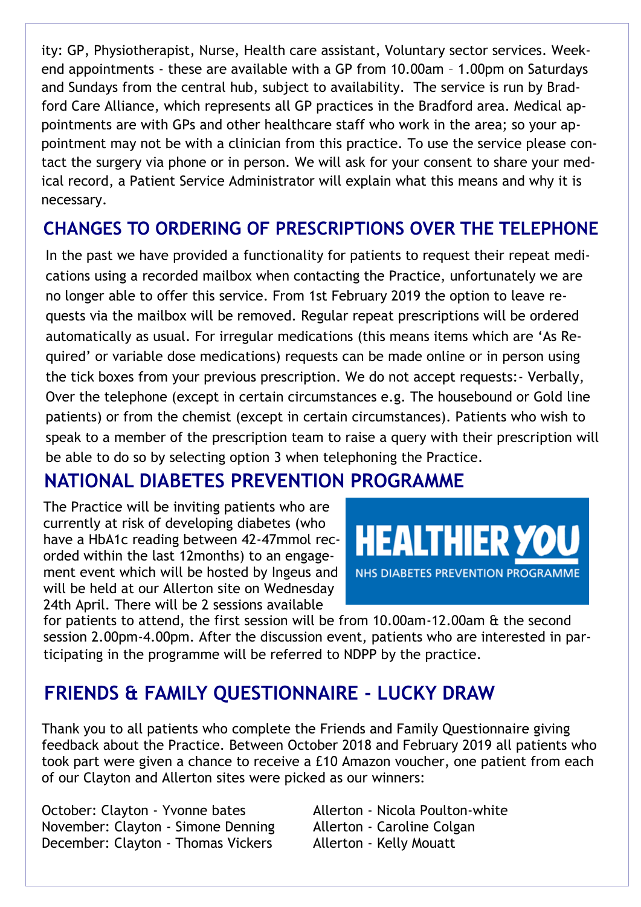ity: GP, Physiotherapist, Nurse, Health care assistant, Voluntary sector services. Weekend appointments - these are available with a GP from 10.00am – 1.00pm on Saturdays and Sundays from the central hub, subject to availability. The service is run by Bradford Care Alliance, which represents all GP practices in the Bradford area. Medical appointments are with GPs and other healthcare staff who work in the area; so your appointment may not be with a clinician from this practice. To use the service please contact the surgery via phone or in person. We will ask for your consent to share your medical record, a Patient Service Administrator will explain what this means and why it is necessary.

## CHANGES TO ORDERING OF PRESCRIPTIONS OVER THE TELEPHONE

In the past we have provided a functionality for patients to request their repeat medications using a recorded mailbox when contacting the Practice, unfortunately we are no longer able to offer this service. From 1st February 2019 the option to leave requests via the mailbox will be removed. Regular repeat prescriptions will be ordered automatically as usual. For irregular medications (this means items which are 'As Required' or variable dose medications) requests can be made online or in person using the tick boxes from your previous prescription. We do not accept requests:- Verbally, Over the telephone (except in certain circumstances e.g. The housebound or Gold line patients) or from the chemist (except in certain circumstances). Patients who wish to speak to a member of the prescription team to raise a query with their prescription will be able to do so by selecting option 3 when telephoning the Practice.

## NATIONAL DIABETES PREVENTION PROGRAMME

HEALTHIER YOU
NHS DIABETES PREVENTION PROGRAMME

The Practice will be inviting patients who are currently at risk of developing diabetes (who have a HbA1c reading between 42-47mmol recorded within the last 12months) to an engagement event which will be hosted by Ingeus and will be held at our Allerton site on Wednesday 24th April. There will be 2 sessions available for patients to attend, the first session will be from 10.00am-12.00am & the second session 2.00pm-4.00pm. After the discussion event, patients who are interested in participating in the programme will be referred to NDPP by the practice.

## FRIENDS & FAMILY QUESTIONNAIRE - LUCKY DRAW

Thank you to all patients who complete the Friends and Family Questionnaire giving feedback about the Practice. Between October 2018 and February 2019 all patients who took part were given a chance to receive a £10 Amazon voucher, one patient from each of our Clayton and Allerton sites were picked as our winners:

October: Clayton - Yvonne bates | Allerton - Nicola Poulton-white
November: Clayton - Simone Denning | Allerton - Caroline Colgan
December: Clayton - Thomas Vickers | Allerton - Kelly Mouatt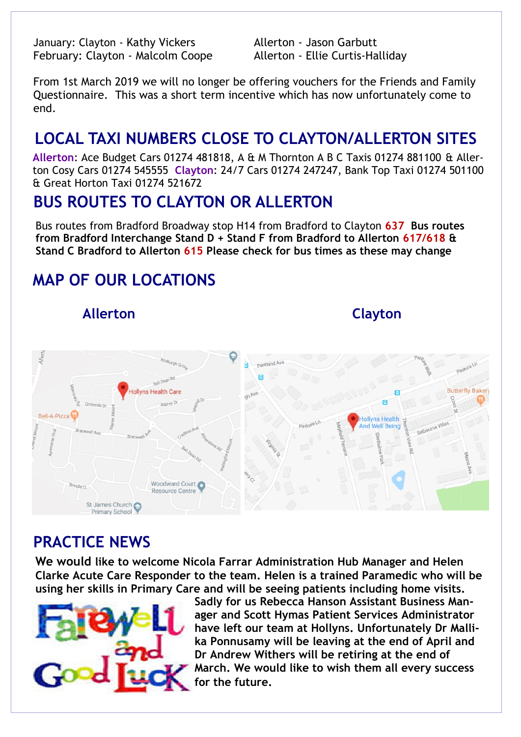January: Clayton - Kathy Vickers  Allerton - Jason Garbutt
February: Clayton - Malcolm Coope  Allerton - Ellie Curtis-Halliday

From 1st March 2019 we will no longer be offering vouchers for the Friends and Family Questionnaire. This was a short term incentive which has now unfortunately come to end.

## LOCAL TAXI NUMBERS CLOSE TO CLAYTON/ALLERTON SITES

**Allerton**: Ace Budget Cars 01274 481818, A & M Thornton A B C Taxis 01274 881100 & Allerton Cosy Cars 01274 545555 **Clayton**: 24/7 Cars 01274 247247, Bank Top Taxi 01274 501100 & Great Horton Taxi 01274 521672

## BUS ROUTES TO CLAYTON OR ALLERTON

Bus routes from Bradford Broadway stop H14 from Bradford to Clayton **637** **Bus routes from Bradford Interchange Stand D + Stand F from Bradford to Allerton 617/618 & Stand C Bradford to Allerton 615 Please check for bus times as these may change**

## MAP OF OUR LOCATIONS

### Allerton

### Clayton

## PRACTICE NEWS

**We would like to welcome Nicola Farrar Administration Hub Manager and Helen Clarke Acute Care Responder to the team. Helen is a trained Paramedic who will be using her skills in Primary Care and will be seeing patients including home visits.**

**Sadly for us Rebecca Hanson Assistant Business Manager and Scott Hymas Patient Services Administrator have left our team at Hollyns. Unfortunately Dr Mallika Ponnusamy will be leaving at the end of April and Dr Andrew Withers will be retiring at the end of March. We would like to wish them all every success for the future.**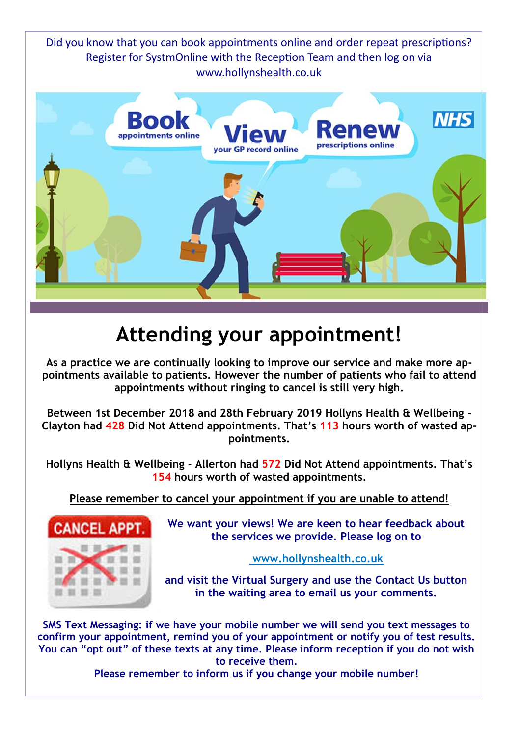Did you know that you can book appointments online and order repeat prescriptions? Register for SystmOnline with the Reception Team and then log on via www.hollynshealth.co.uk

# Attending your appointment!

**As a practice we are continually looking to improve our service and make more appointments available to patients. However the number of patients who fail to attend appointments without ringing to cancel is still very high.**

**Between 1st December 2018 and 28th February 2019 Hollyns Health & Wellbeing - Clayton had 428 Did Not Attend appointments. That's 113 hours worth of wasted appointments.**

**Hollyns Health & Wellbeing - Allerton had 572 Did Not Attend appointments. That's 154 hours worth of wasted appointments.**

**Please remember to cancel your appointment if you are unable to attend!**

**We want your views! We are keen to hear feedback about the services we provide. Please log on to**

**www.hollynshealth.co.uk**

**and visit the Virtual Surgery and use the Contact Us button in the waiting area to email us your comments.**

**SMS Text Messaging: if we have your mobile number we will send you text messages to confirm your appointment, remind you of your appointment or notify you of test results. You can "opt out" of these texts at any time. Please inform reception if you do not wish to receive them.**

**Please remember to inform us if you change your mobile number!**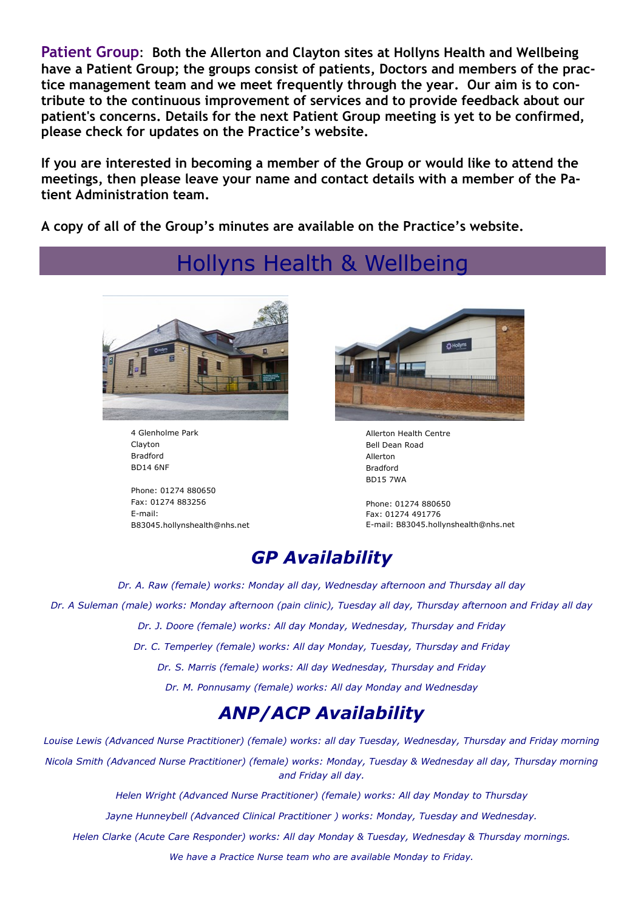**Patient Group**: **Both the Allerton and Clayton sites at Hollyns Health and Wellbeing have a Patient Group; the groups consist of patients, Doctors and members of the practice management team and we meet frequently through the year. Our aim is to contribute to the continuous improvement of services and to provide feedback about our patient's concerns. Details for the next Patient Group meeting is yet to be confirmed, please check for updates on the Practice's website.**

**If you are interested in becoming a member of the Group or would like to attend the meetings, then please leave your name and contact details with a member of the Patient Administration team.**

**A copy of all of the Group's minutes are available on the Practice's website.**

# Hollyns Health & Wellbeing

4 Glenholme Park
Clayton
Bradford
BD14 6NF

Phone: 01274 880650
Fax: 01274 883256
E-mail:
B83045.hollynshealth@nhs.net

Allerton Health Centre
Bell Dean Road
Allerton
Bradford
BD15 7WA

Phone: 01274 880650
Fax: 01274 491776
E-mail: B83045.hollynshealth@nhs.net

## *GP Availability*

*Dr. A. Raw (female) works: Monday all day, Wednesday afternoon and Thursday all day*

*Dr. A Suleman (male) works: Monday afternoon (pain clinic), Tuesday all day, Thursday afternoon and Friday all day*

*Dr. J. Doore (female) works: All day Monday, Wednesday, Thursday and Friday*

*Dr. C. Temperley (female) works: All day Monday, Tuesday, Thursday and Friday*

*Dr. S. Marris (female) works: All day Wednesday, Thursday and Friday*

*Dr. M. Ponnusamy (female) works: All day Monday and Wednesday*

## *ANP/ACP Availability*

*Louise Lewis (Advanced Nurse Practitioner) (female) works: all day Tuesday, Wednesday, Thursday and Friday morning*

*Nicola Smith (Advanced Nurse Practitioner) (female) works: Monday, Tuesday & Wednesday all day, Thursday morning and Friday all day.*

*Helen Wright (Advanced Nurse Practitioner) (female) works: All day Monday to Thursday*

*Jayne Hunneybell (Advanced Clinical Practitioner ) works: Monday, Tuesday and Wednesday.*

*Helen Clarke (Acute Care Responder) works: All day Monday & Tuesday, Wednesday & Thursday mornings.*

*We have a Practice Nurse team who are available Monday to Friday.*